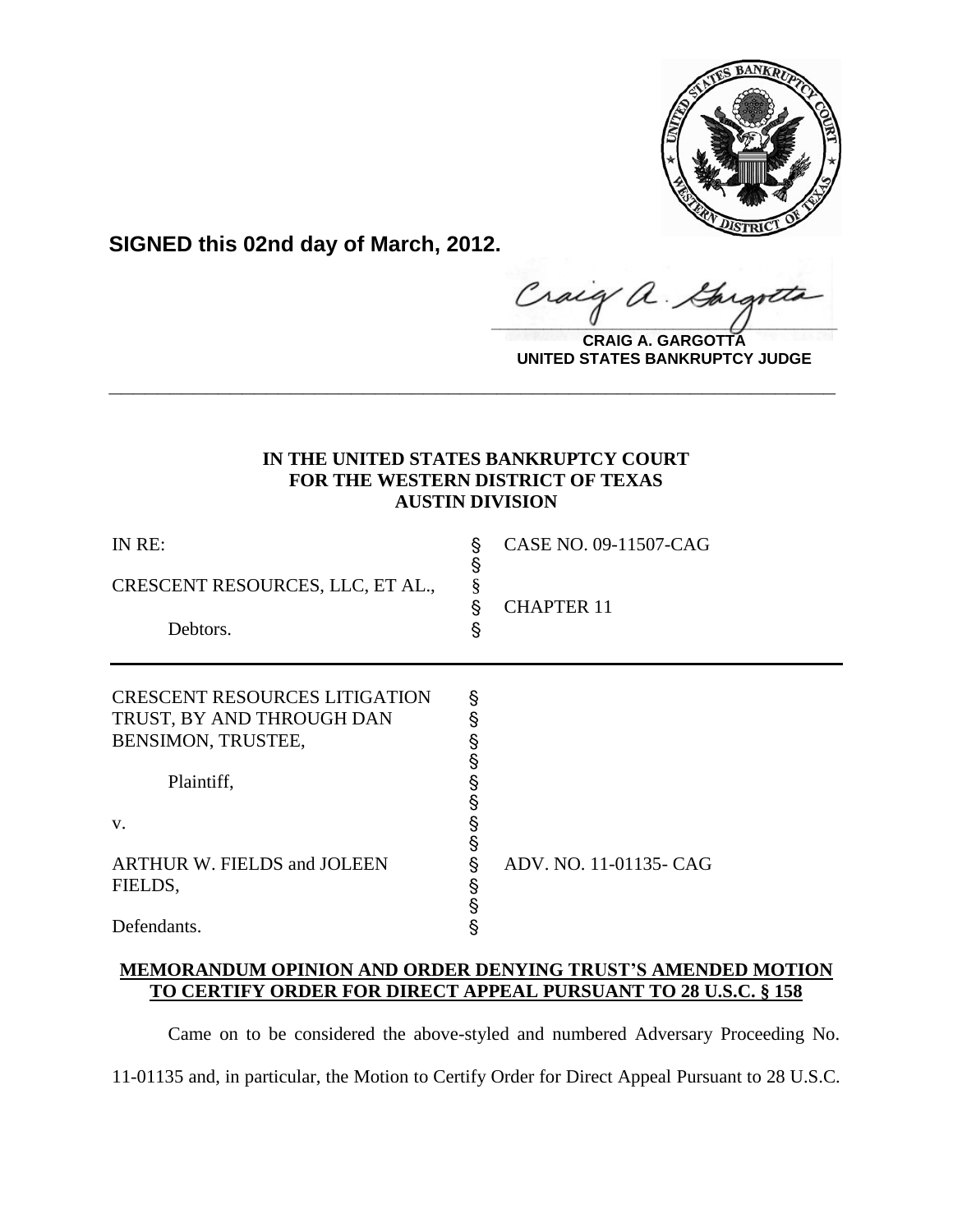**SIGNED this 02nd day of March, 2012.**

**CRAIG A. GARGOTTA**
**UNITED STATES BANKRUPTCY JUDGE**

---

**IN THE UNITED STATES BANKRUPTCY COURT**
**FOR THE WESTERN DISTRICT OF TEXAS**
**AUSTIN DIVISION**

| | | |
|---|---|---|
| IN RE: | § | CASE NO. 09-11507-CAG |
| | § | |
| CRESCENT RESOURCES, LLC, ET AL., | § | |
| | § | CHAPTER 11 |
| Debtors. | § | |

| | | |
|---|---|---|
| CRESCENT RESOURCES LITIGATION TRUST, BY AND THROUGH DAN BENSIMON, TRUSTEE, | § | |
| | § | |
| Plaintiff, | § | |
| | § | |
| v. | § | |
| | § | |
| ARTHUR W. FIELDS and JOLEEN FIELDS, | § | ADV. NO. 11-01135- CAG |
| | § | |
| Defendants. | § | |

**MEMORANDUM OPINION AND ORDER DENYING TRUST'S AMENDED MOTION TO CERTIFY ORDER FOR DIRECT APPEAL PURSUANT TO 28 U.S.C. § 158**

Came on to be considered the above-styled and numbered Adversary Proceeding No. 11-01135 and, in particular, the Motion to Certify Order for Direct Appeal Pursuant to 28 U.S.C.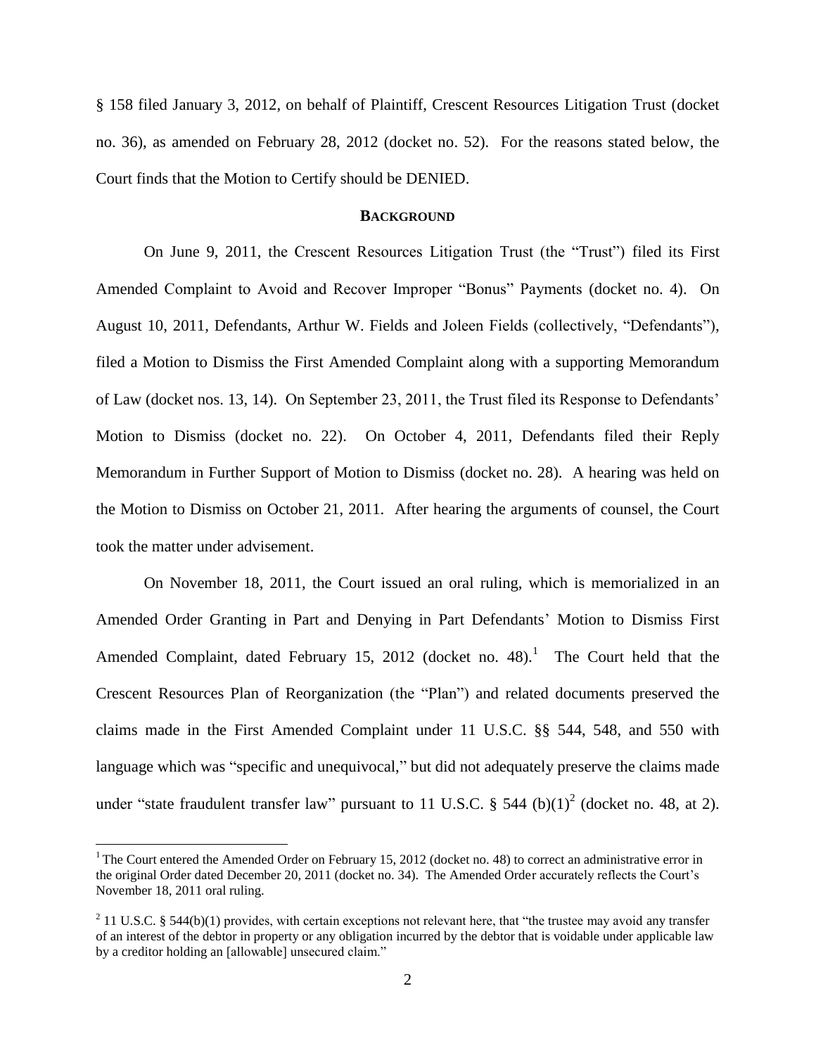§ 158 filed January 3, 2012, on behalf of Plaintiff, Crescent Resources Litigation Trust (docket no. 36), as amended on February 28, 2012 (docket no. 52). For the reasons stated below, the Court finds that the Motion to Certify should be DENIED.

## BACKGROUND

On June 9, 2011, the Crescent Resources Litigation Trust (the "Trust") filed its First Amended Complaint to Avoid and Recover Improper "Bonus" Payments (docket no. 4). On August 10, 2011, Defendants, Arthur W. Fields and Joleen Fields (collectively, "Defendants"), filed a Motion to Dismiss the First Amended Complaint along with a supporting Memorandum of Law (docket nos. 13, 14). On September 23, 2011, the Trust filed its Response to Defendants' Motion to Dismiss (docket no. 22). On October 4, 2011, Defendants filed their Reply Memorandum in Further Support of Motion to Dismiss (docket no. 28). A hearing was held on the Motion to Dismiss on October 21, 2011. After hearing the arguments of counsel, the Court took the matter under advisement.

On November 18, 2011, the Court issued an oral ruling, which is memorialized in an Amended Order Granting in Part and Denying in Part Defendants' Motion to Dismiss First Amended Complaint, dated February 15, 2012 (docket no. 48).[1] The Court held that the Crescent Resources Plan of Reorganization (the "Plan") and related documents preserved the claims made in the First Amended Complaint under 11 U.S.C. §§ 544, 548, and 550 with language which was "specific and unequivocal," but did not adequately preserve the claims made under "state fraudulent transfer law" pursuant to 11 U.S.C. § 544 (b)(1)[2] (docket no. 48, at 2).

---

[1] The Court entered the Amended Order on February 15, 2012 (docket no. 48) to correct an administrative error in the original Order dated December 20, 2011 (docket no. 34). The Amended Order accurately reflects the Court's November 18, 2011 oral ruling.

[2] 11 U.S.C. § 544(b)(1) provides, with certain exceptions not relevant here, that "the trustee may avoid any transfer of an interest of the debtor in property or any obligation incurred by the debtor that is voidable under applicable law by a creditor holding an [allowable] unsecured claim."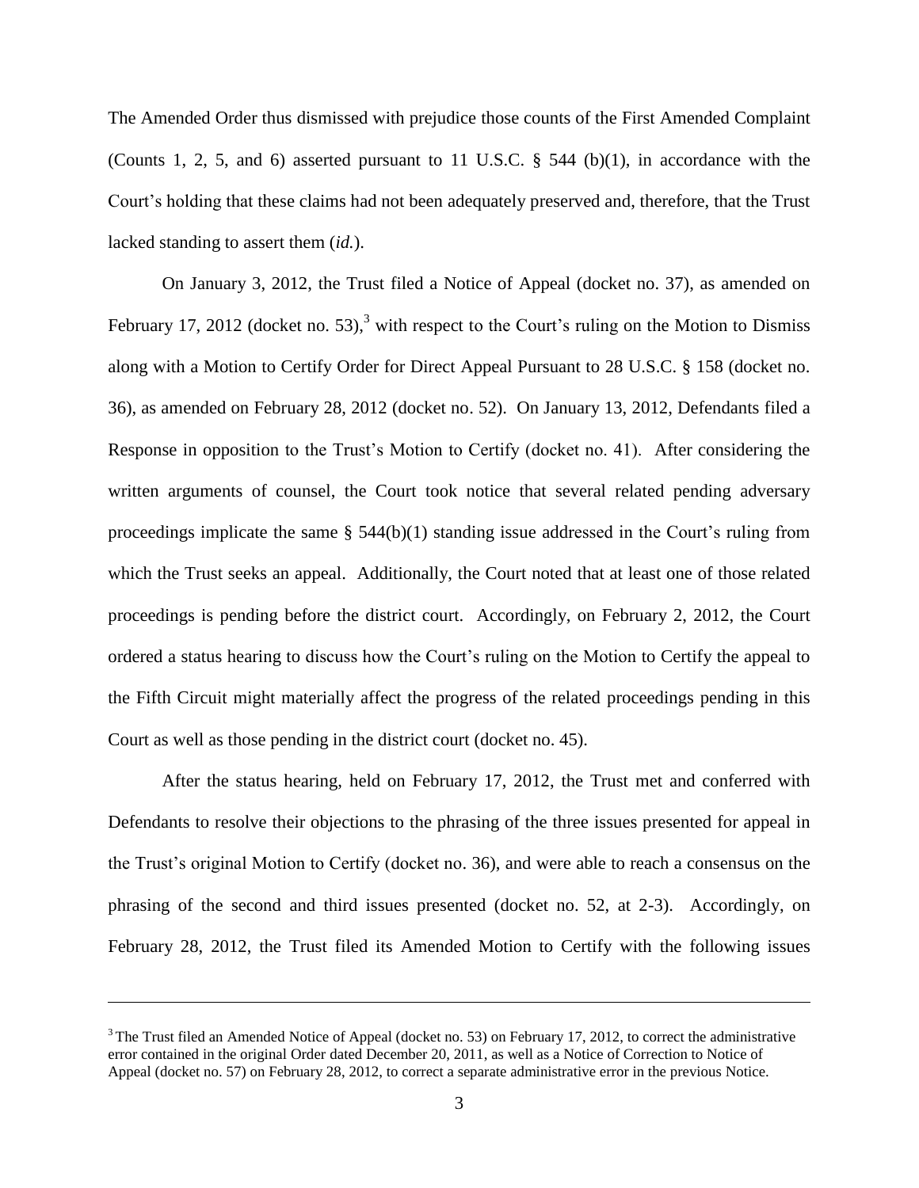The Amended Order thus dismissed with prejudice those counts of the First Amended Complaint (Counts 1, 2, 5, and 6) asserted pursuant to 11 U.S.C. § 544 (b)(1), in accordance with the Court's holding that these claims had not been adequately preserved and, therefore, that the Trust lacked standing to assert them (*id.*).

On January 3, 2012, the Trust filed a Notice of Appeal (docket no. 37), as amended on February 17, 2012 (docket no. 53),[3] with respect to the Court's ruling on the Motion to Dismiss along with a Motion to Certify Order for Direct Appeal Pursuant to 28 U.S.C. § 158 (docket no. 36), as amended on February 28, 2012 (docket no. 52). On January 13, 2012, Defendants filed a Response in opposition to the Trust's Motion to Certify (docket no. 41). After considering the written arguments of counsel, the Court took notice that several related pending adversary proceedings implicate the same § 544(b)(1) standing issue addressed in the Court's ruling from which the Trust seeks an appeal. Additionally, the Court noted that at least one of those related proceedings is pending before the district court. Accordingly, on February 2, 2012, the Court ordered a status hearing to discuss how the Court's ruling on the Motion to Certify the appeal to the Fifth Circuit might materially affect the progress of the related proceedings pending in this Court as well as those pending in the district court (docket no. 45).

After the status hearing, held on February 17, 2012, the Trust met and conferred with Defendants to resolve their objections to the phrasing of the three issues presented for appeal in the Trust's original Motion to Certify (docket no. 36), and were able to reach a consensus on the phrasing of the second and third issues presented (docket no. 52, at 2-3). Accordingly, on February 28, 2012, the Trust filed its Amended Motion to Certify with the following issues

[3] The Trust filed an Amended Notice of Appeal (docket no. 53) on February 17, 2012, to correct the administrative error contained in the original Order dated December 20, 2011, as well as a Notice of Correction to Notice of Appeal (docket no. 57) on February 28, 2012, to correct a separate administrative error in the previous Notice.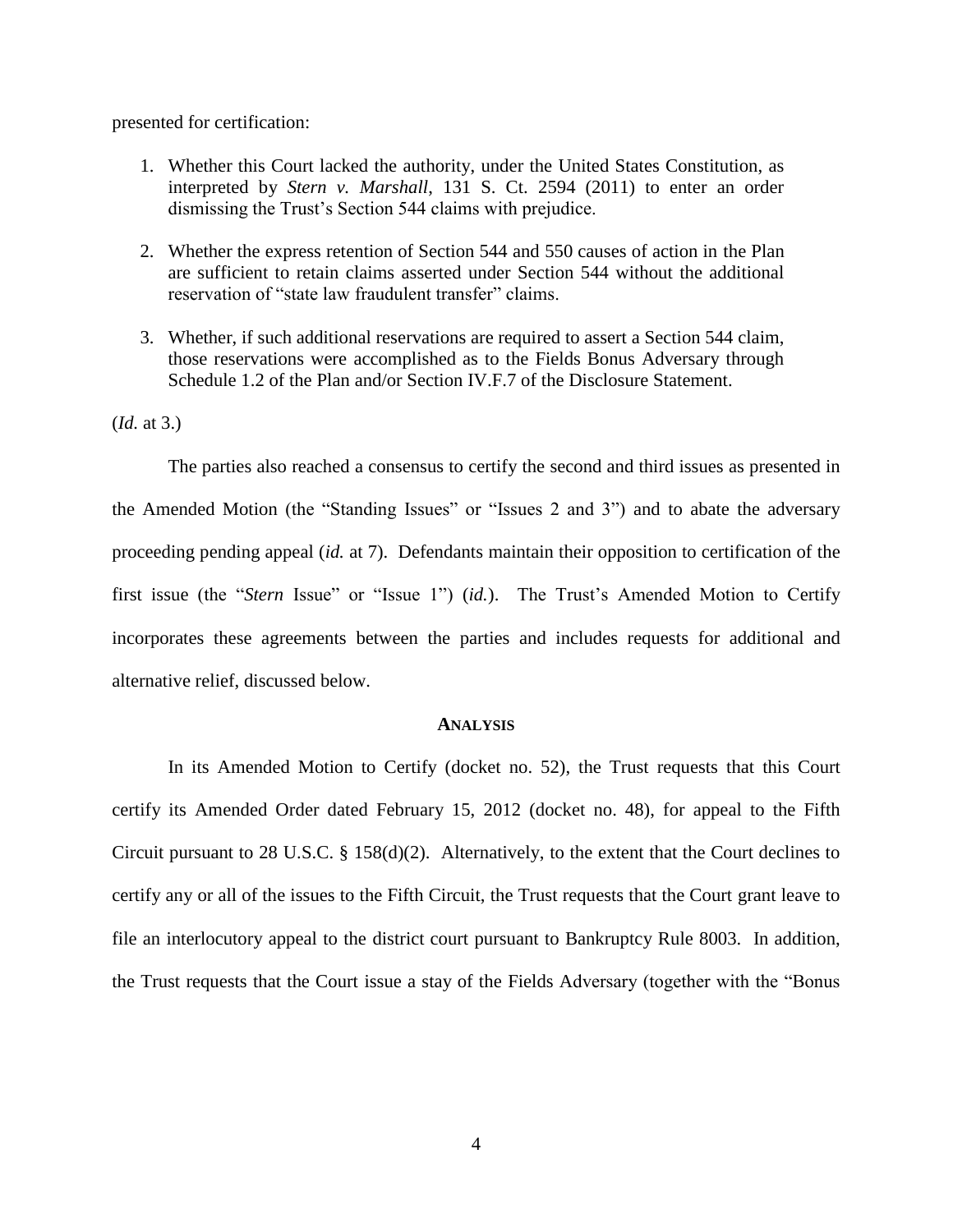presented for certification:

1. Whether this Court lacked the authority, under the United States Constitution, as interpreted by *Stern v. Marshall*, 131 S. Ct. 2594 (2011) to enter an order dismissing the Trust's Section 544 claims with prejudice.

2. Whether the express retention of Section 544 and 550 causes of action in the Plan are sufficient to retain claims asserted under Section 544 without the additional reservation of "state law fraudulent transfer" claims.

3. Whether, if such additional reservations are required to assert a Section 544 claim, those reservations were accomplished as to the Fields Bonus Adversary through Schedule 1.2 of the Plan and/or Section IV.F.7 of the Disclosure Statement.

(*Id.* at 3.)

The parties also reached a consensus to certify the second and third issues as presented in the Amended Motion (the "Standing Issues" or "Issues 2 and 3") and to abate the adversary proceeding pending appeal (*id.* at 7). Defendants maintain their opposition to certification of the first issue (the "*Stern* Issue" or "Issue 1") (*id.*). The Trust's Amended Motion to Certify incorporates these agreements between the parties and includes requests for additional and alternative relief, discussed below.

## ANALYSIS

In its Amended Motion to Certify (docket no. 52), the Trust requests that this Court certify its Amended Order dated February 15, 2012 (docket no. 48), for appeal to the Fifth Circuit pursuant to 28 U.S.C. § 158(d)(2). Alternatively, to the extent that the Court declines to certify any or all of the issues to the Fifth Circuit, the Trust requests that the Court grant leave to file an interlocutory appeal to the district court pursuant to Bankruptcy Rule 8003. In addition, the Trust requests that the Court issue a stay of the Fields Adversary (together with the "Bonus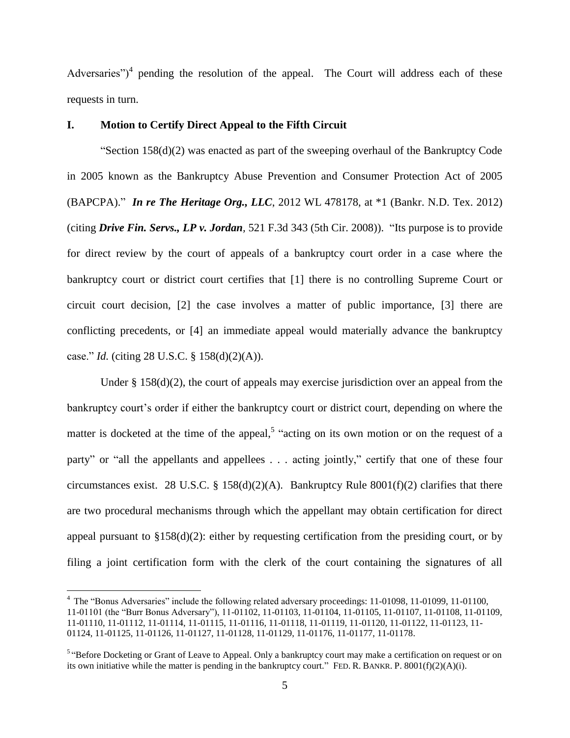Adversaries")[4] pending the resolution of the appeal. The Court will address each of these requests in turn.

## I. Motion to Certify Direct Appeal to the Fifth Circuit

"Section 158(d)(2) was enacted as part of the sweeping overhaul of the Bankruptcy Code in 2005 known as the Bankruptcy Abuse Prevention and Consumer Protection Act of 2005 (BAPCPA)." ***In re The Heritage Org., LLC***, 2012 WL 478178, at *1 (Bankr. N.D. Tex. 2012) (citing ***Drive Fin. Servs., LP v. Jordan***, 521 F.3d 343 (5th Cir. 2008)). "Its purpose is to provide for direct review by the court of appeals of a bankruptcy court order in a case where the bankruptcy court or district court certifies that [1] there is no controlling Supreme Court or circuit court decision, [2] the case involves a matter of public importance, [3] there are conflicting precedents, or [4] an immediate appeal would materially advance the bankruptcy case." *Id.* (citing 28 U.S.C. § 158(d)(2)(A)).

Under § 158(d)(2), the court of appeals may exercise jurisdiction over an appeal from the bankruptcy court's order if either the bankruptcy court or district court, depending on where the matter is docketed at the time of the appeal,[5] "acting on its own motion or on the request of a party" or "all the appellants and appellees . . . acting jointly," certify that one of these four circumstances exist. 28 U.S.C. § 158(d)(2)(A). Bankruptcy Rule 8001(f)(2) clarifies that there are two procedural mechanisms through which the appellant may obtain certification for direct appeal pursuant to §158(d)(2): either by requesting certification from the presiding court, or by filing a joint certification form with the clerk of the court containing the signatures of all

---

[4] The "Bonus Adversaries" include the following related adversary proceedings: 11-01098, 11-01099, 11-01100, 11-01101 (the "Burr Bonus Adversary"), 11-01102, 11-01103, 11-01104, 11-01105, 11-01107, 11-01108, 11-01109, 11-01110, 11-01112, 11-01114, 11-01115, 11-01116, 11-01118, 11-01119, 11-01120, 11-01122, 11-01123, 11-01124, 11-01125, 11-01126, 11-01127, 11-01128, 11-01129, 11-01176, 11-01177, 11-01178.

[5] "Before Docketing or Grant of Leave to Appeal. Only a bankruptcy court may make a certification on request or on its own initiative while the matter is pending in the bankruptcy court." FED. R. BANKR. P. 8001(f)(2)(A)(i).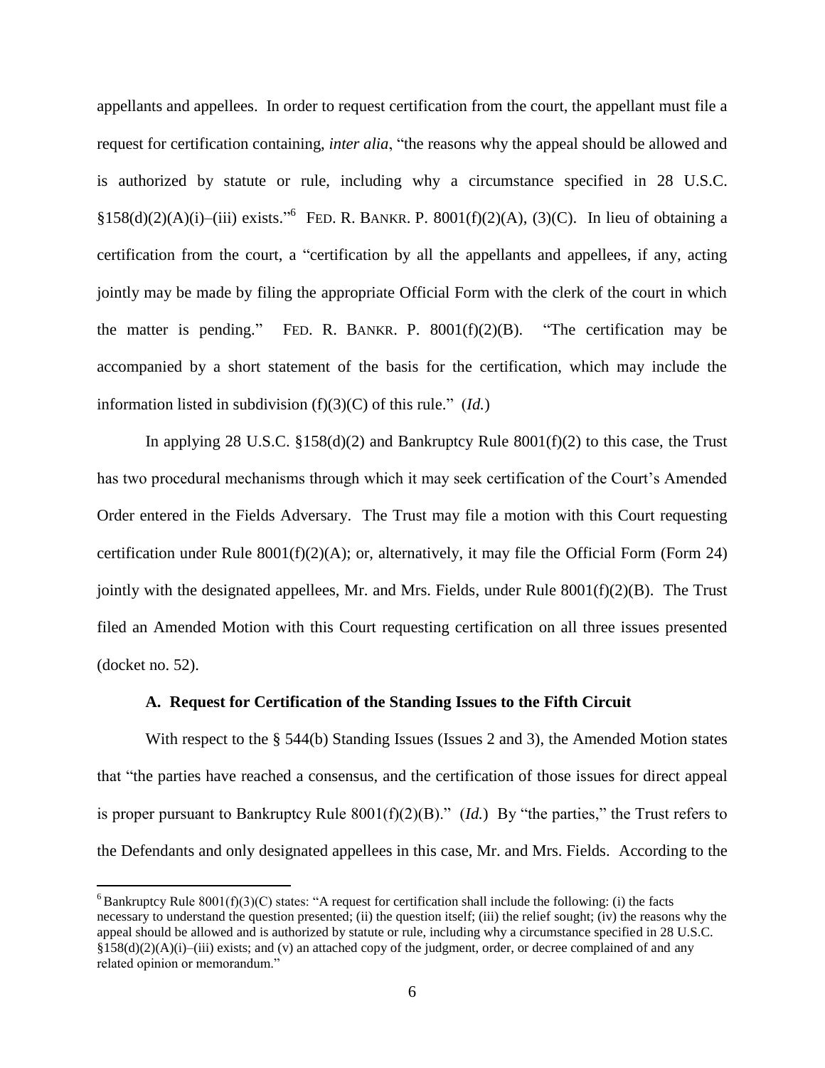appellants and appellees. In order to request certification from the court, the appellant must file a request for certification containing, *inter alia*, "the reasons why the appeal should be allowed and is authorized by statute or rule, including why a circumstance specified in 28 U.S.C. §158(d)(2)(A)(i)–(iii) exists."[6] FED. R. BANKR. P. 8001(f)(2)(A), (3)(C). In lieu of obtaining a certification from the court, a "certification by all the appellants and appellees, if any, acting jointly may be made by filing the appropriate Official Form with the clerk of the court in which the matter is pending." FED. R. BANKR. P. 8001(f)(2)(B). "The certification may be accompanied by a short statement of the basis for the certification, which may include the information listed in subdivision (f)(3)(C) of this rule." (*Id.*)

In applying 28 U.S.C. §158(d)(2) and Bankruptcy Rule 8001(f)(2) to this case, the Trust has two procedural mechanisms through which it may seek certification of the Court's Amended Order entered in the Fields Adversary. The Trust may file a motion with this Court requesting certification under Rule 8001(f)(2)(A); or, alternatively, it may file the Official Form (Form 24) jointly with the designated appellees, Mr. and Mrs. Fields, under Rule 8001(f)(2)(B). The Trust filed an Amended Motion with this Court requesting certification on all three issues presented (docket no. 52).

### A. Request for Certification of the Standing Issues to the Fifth Circuit

With respect to the § 544(b) Standing Issues (Issues 2 and 3), the Amended Motion states that "the parties have reached a consensus, and the certification of those issues for direct appeal is proper pursuant to Bankruptcy Rule 8001(f)(2)(B)." (*Id.*) By "the parties," the Trust refers to the Defendants and only designated appellees in this case, Mr. and Mrs. Fields. According to the

---

[6] Bankruptcy Rule 8001(f)(3)(C) states: "A request for certification shall include the following: (i) the facts necessary to understand the question presented; (ii) the question itself; (iii) the relief sought; (iv) the reasons why the appeal should be allowed and is authorized by statute or rule, including why a circumstance specified in 28 U.S.C. §158(d)(2)(A)(i)–(iii) exists; and (v) an attached copy of the judgment, order, or decree complained of and any related opinion or memorandum."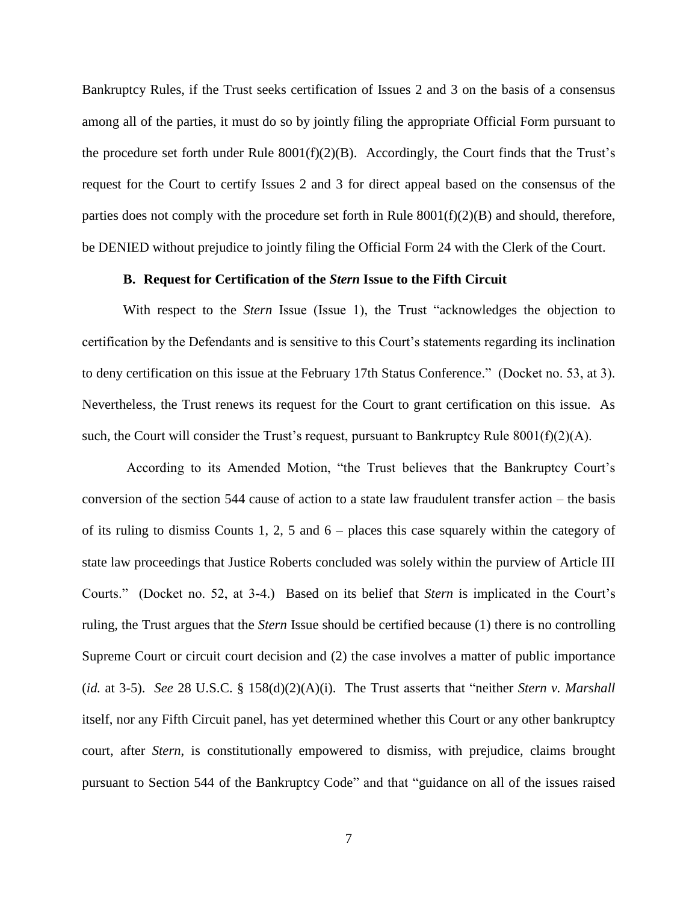Bankruptcy Rules, if the Trust seeks certification of Issues 2 and 3 on the basis of a consensus among all of the parties, it must do so by jointly filing the appropriate Official Form pursuant to the procedure set forth under Rule 8001(f)(2)(B). Accordingly, the Court finds that the Trust's request for the Court to certify Issues 2 and 3 for direct appeal based on the consensus of the parties does not comply with the procedure set forth in Rule 8001(f)(2)(B) and should, therefore, be DENIED without prejudice to jointly filing the Official Form 24 with the Clerk of the Court.

### B. Request for Certification of the *Stern* Issue to the Fifth Circuit

With respect to the *Stern* Issue (Issue 1), the Trust "acknowledges the objection to certification by the Defendants and is sensitive to this Court's statements regarding its inclination to deny certification on this issue at the February 17th Status Conference." (Docket no. 53, at 3). Nevertheless, the Trust renews its request for the Court to grant certification on this issue. As such, the Court will consider the Trust's request, pursuant to Bankruptcy Rule 8001(f)(2)(A).

According to its Amended Motion, "the Trust believes that the Bankruptcy Court's conversion of the section 544 cause of action to a state law fraudulent transfer action – the basis of its ruling to dismiss Counts 1, 2, 5 and 6 – places this case squarely within the category of state law proceedings that Justice Roberts concluded was solely within the purview of Article III Courts." (Docket no. 52, at 3-4.) Based on its belief that *Stern* is implicated in the Court's ruling, the Trust argues that the *Stern* Issue should be certified because (1) there is no controlling Supreme Court or circuit court decision and (2) the case involves a matter of public importance (*id.* at 3-5). *See* 28 U.S.C. § 158(d)(2)(A)(i). The Trust asserts that "neither *Stern v. Marshall* itself, nor any Fifth Circuit panel, has yet determined whether this Court or any other bankruptcy court, after *Stern*, is constitutionally empowered to dismiss, with prejudice, claims brought pursuant to Section 544 of the Bankruptcy Code" and that "guidance on all of the issues raised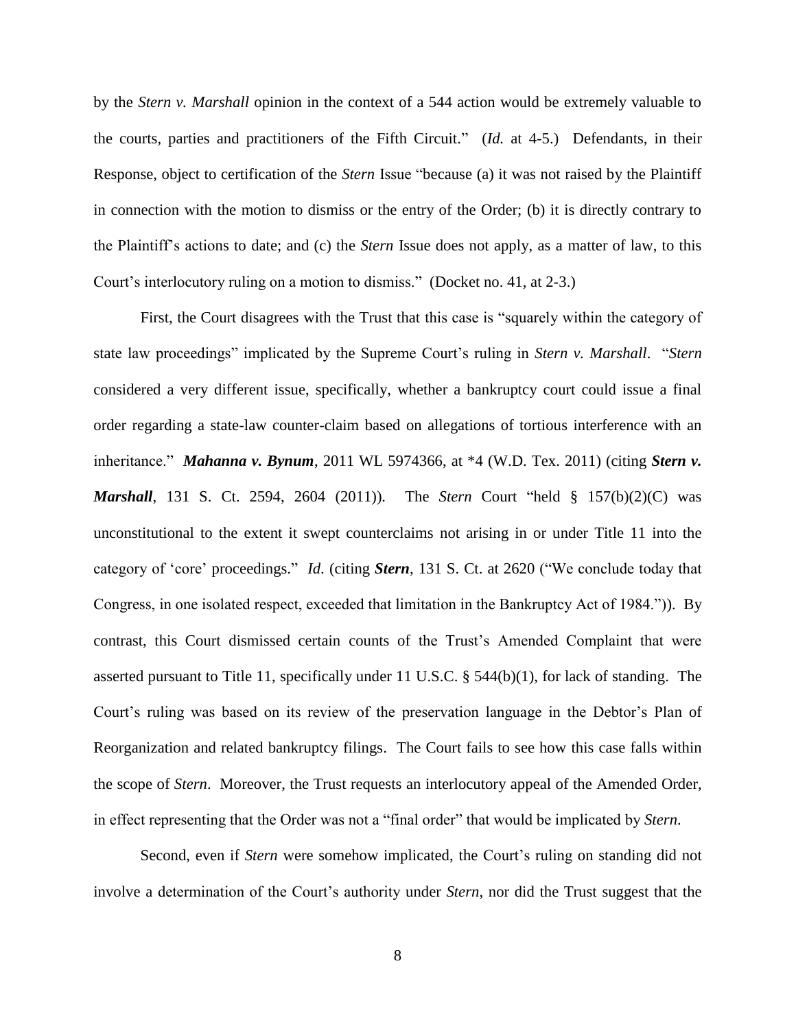by the *Stern v. Marshall* opinion in the context of a 544 action would be extremely valuable to the courts, parties and practitioners of the Fifth Circuit." (*Id.* at 4-5.) Defendants, in their Response, object to certification of the *Stern* Issue "because (a) it was not raised by the Plaintiff in connection with the motion to dismiss or the entry of the Order; (b) it is directly contrary to the Plaintiff's actions to date; and (c) the *Stern* Issue does not apply, as a matter of law, to this Court's interlocutory ruling on a motion to dismiss." (Docket no. 41, at 2-3.)

First, the Court disagrees with the Trust that this case is "squarely within the category of state law proceedings" implicated by the Supreme Court's ruling in *Stern v. Marshall*. "*Stern* considered a very different issue, specifically, whether a bankruptcy court could issue a final order regarding a state-law counter-claim based on allegations of tortious interference with an inheritance." ***Mahanna v. Bynum***, 2011 WL 5974366, at *4 (W.D. Tex. 2011) (citing ***Stern v. Marshall***, 131 S. Ct. 2594, 2604 (2011)). The *Stern* Court "held § 157(b)(2)(C) was unconstitutional to the extent it swept counterclaims not arising in or under Title 11 into the category of 'core' proceedings." *Id*. (citing ***Stern***, 131 S. Ct. at 2620 ("We conclude today that Congress, in one isolated respect, exceeded that limitation in the Bankruptcy Act of 1984.")). By contrast, this Court dismissed certain counts of the Trust's Amended Complaint that were asserted pursuant to Title 11, specifically under 11 U.S.C. § 544(b)(1), for lack of standing. The Court's ruling was based on its review of the preservation language in the Debtor's Plan of Reorganization and related bankruptcy filings. The Court fails to see how this case falls within the scope of *Stern*. Moreover, the Trust requests an interlocutory appeal of the Amended Order, in effect representing that the Order was not a "final order" that would be implicated by *Stern*.

Second, even if *Stern* were somehow implicated, the Court's ruling on standing did not involve a determination of the Court's authority under *Stern*, nor did the Trust suggest that the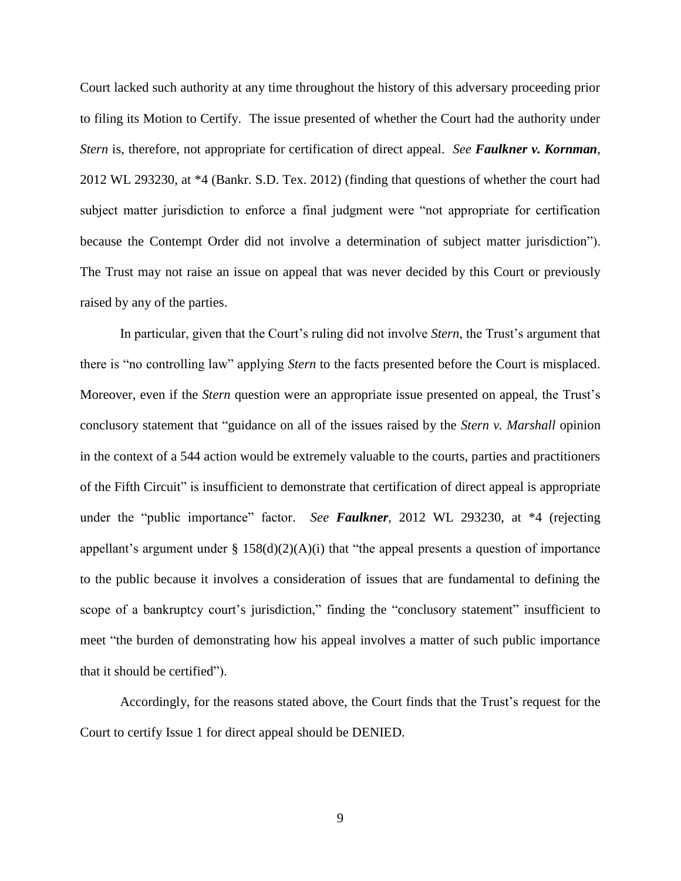Court lacked such authority at any time throughout the history of this adversary proceeding prior to filing its Motion to Certify. The issue presented of whether the Court had the authority under *Stern* is, therefore, not appropriate for certification of direct appeal. *See* ***Faulkner v. Kornman***, 2012 WL 293230, at *4 (Bankr. S.D. Tex. 2012) (finding that questions of whether the court had subject matter jurisdiction to enforce a final judgment were "not appropriate for certification because the Contempt Order did not involve a determination of subject matter jurisdiction"). The Trust may not raise an issue on appeal that was never decided by this Court or previously raised by any of the parties.

In particular, given that the Court's ruling did not involve *Stern*, the Trust's argument that there is "no controlling law" applying *Stern* to the facts presented before the Court is misplaced. Moreover, even if the *Stern* question were an appropriate issue presented on appeal, the Trust's conclusory statement that "guidance on all of the issues raised by the *Stern v. Marshall* opinion in the context of a 544 action would be extremely valuable to the courts, parties and practitioners of the Fifth Circuit" is insufficient to demonstrate that certification of direct appeal is appropriate under the "public importance" factor. *See* ***Faulkner***, 2012 WL 293230, at *4 (rejecting appellant's argument under § 158(d)(2)(A)(i) that "the appeal presents a question of importance to the public because it involves a consideration of issues that are fundamental to defining the scope of a bankruptcy court's jurisdiction," finding the "conclusory statement" insufficient to meet "the burden of demonstrating how his appeal involves a matter of such public importance that it should be certified").

Accordingly, for the reasons stated above, the Court finds that the Trust's request for the Court to certify Issue 1 for direct appeal should be DENIED.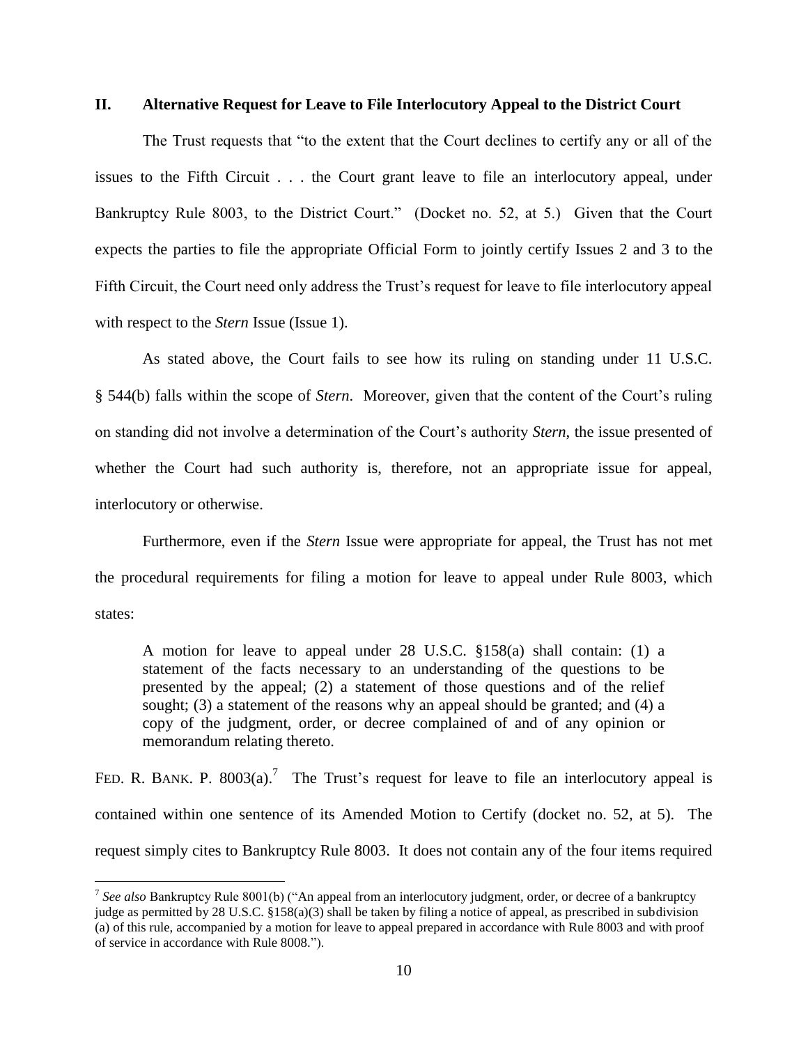## II. Alternative Request for Leave to File Interlocutory Appeal to the District Court

The Trust requests that "to the extent that the Court declines to certify any or all of the issues to the Fifth Circuit . . . the Court grant leave to file an interlocutory appeal, under Bankruptcy Rule 8003, to the District Court." (Docket no. 52, at 5.) Given that the Court expects the parties to file the appropriate Official Form to jointly certify Issues 2 and 3 to the Fifth Circuit, the Court need only address the Trust's request for leave to file interlocutory appeal with respect to the *Stern* Issue (Issue 1).

As stated above, the Court fails to see how its ruling on standing under 11 U.S.C. § 544(b) falls within the scope of *Stern*. Moreover, given that the content of the Court's ruling on standing did not involve a determination of the Court's authority *Stern*, the issue presented of whether the Court had such authority is, therefore, not an appropriate issue for appeal, interlocutory or otherwise.

Furthermore, even if the *Stern* Issue were appropriate for appeal, the Trust has not met the procedural requirements for filing a motion for leave to appeal under Rule 8003, which states:

> A motion for leave to appeal under 28 U.S.C. §158(a) shall contain: (1) a statement of the facts necessary to an understanding of the questions to be presented by the appeal; (2) a statement of those questions and of the relief sought; (3) a statement of the reasons why an appeal should be granted; and (4) a copy of the judgment, order, or decree complained of and of any opinion or memorandum relating thereto.

FED. R. BANK. P. 8003(a).[7] The Trust's request for leave to file an interlocutory appeal is contained within one sentence of its Amended Motion to Certify (docket no. 52, at 5). The request simply cites to Bankruptcy Rule 8003. It does not contain any of the four items required

[7] *See also* Bankruptcy Rule 8001(b) ("An appeal from an interlocutory judgment, order, or decree of a bankruptcy judge as permitted by 28 U.S.C. §158(a)(3) shall be taken by filing a notice of appeal, as prescribed in subdivision (a) of this rule, accompanied by a motion for leave to appeal prepared in accordance with Rule 8003 and with proof of service in accordance with Rule 8008.").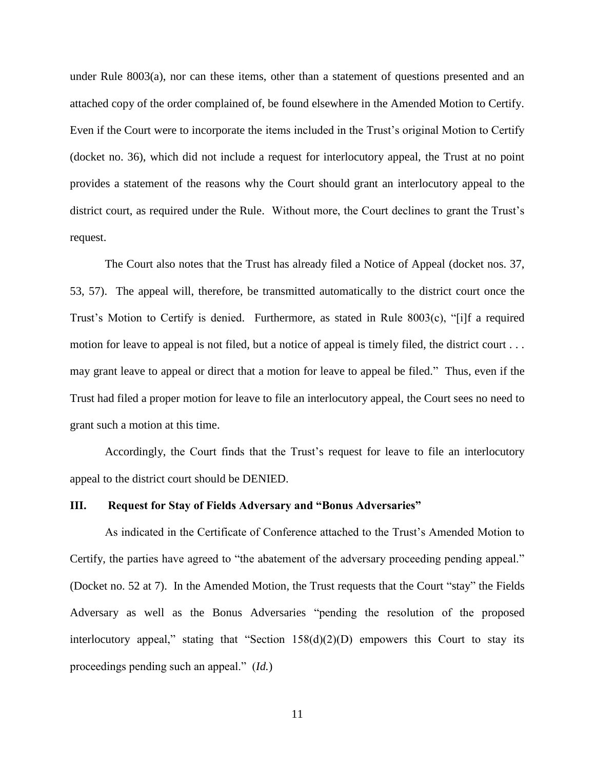under Rule 8003(a), nor can these items, other than a statement of questions presented and an attached copy of the order complained of, be found elsewhere in the Amended Motion to Certify. Even if the Court were to incorporate the items included in the Trust's original Motion to Certify (docket no. 36), which did not include a request for interlocutory appeal, the Trust at no point provides a statement of the reasons why the Court should grant an interlocutory appeal to the district court, as required under the Rule. Without more, the Court declines to grant the Trust's request.

The Court also notes that the Trust has already filed a Notice of Appeal (docket nos. 37, 53, 57). The appeal will, therefore, be transmitted automatically to the district court once the Trust's Motion to Certify is denied. Furthermore, as stated in Rule 8003(c), "[i]f a required motion for leave to appeal is not filed, but a notice of appeal is timely filed, the district court . . . may grant leave to appeal or direct that a motion for leave to appeal be filed." Thus, even if the Trust had filed a proper motion for leave to file an interlocutory appeal, the Court sees no need to grant such a motion at this time.

Accordingly, the Court finds that the Trust's request for leave to file an interlocutory appeal to the district court should be DENIED.

## III. Request for Stay of Fields Adversary and "Bonus Adversaries"

As indicated in the Certificate of Conference attached to the Trust's Amended Motion to Certify, the parties have agreed to "the abatement of the adversary proceeding pending appeal." (Docket no. 52 at 7). In the Amended Motion, the Trust requests that the Court "stay" the Fields Adversary as well as the Bonus Adversaries "pending the resolution of the proposed interlocutory appeal," stating that "Section 158(d)(2)(D) empowers this Court to stay its proceedings pending such an appeal." (*Id.*)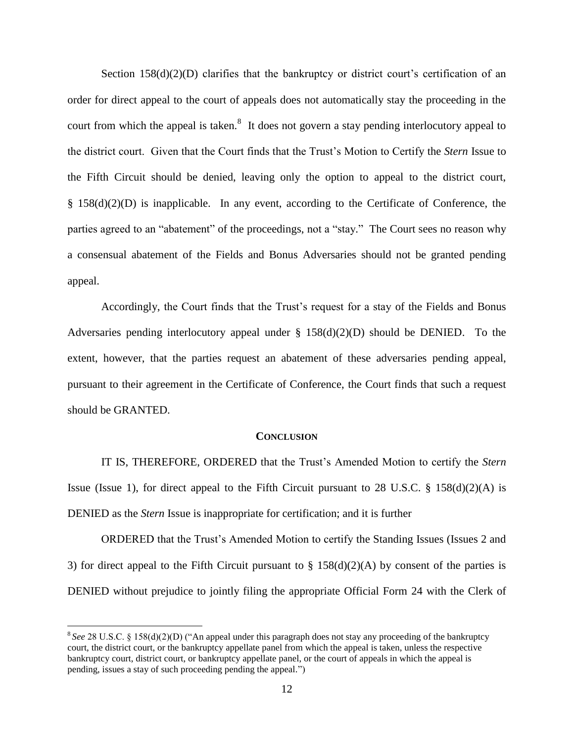Section 158(d)(2)(D) clarifies that the bankruptcy or district court's certification of an order for direct appeal to the court of appeals does not automatically stay the proceeding in the court from which the appeal is taken.[8] It does not govern a stay pending interlocutory appeal to the district court. Given that the Court finds that the Trust's Motion to Certify the *Stern* Issue to the Fifth Circuit should be denied, leaving only the option to appeal to the district court, § 158(d)(2)(D) is inapplicable. In any event, according to the Certificate of Conference, the parties agreed to an "abatement" of the proceedings, not a "stay." The Court sees no reason why a consensual abatement of the Fields and Bonus Adversaries should not be granted pending appeal.

Accordingly, the Court finds that the Trust's request for a stay of the Fields and Bonus Adversaries pending interlocutory appeal under § 158(d)(2)(D) should be DENIED. To the extent, however, that the parties request an abatement of these adversaries pending appeal, pursuant to their agreement in the Certificate of Conference, the Court finds that such a request should be GRANTED.

## CONCLUSION

IT IS, THEREFORE, ORDERED that the Trust's Amended Motion to certify the *Stern* Issue (Issue 1), for direct appeal to the Fifth Circuit pursuant to 28 U.S.C. § 158(d)(2)(A) is DENIED as the *Stern* Issue is inappropriate for certification; and it is further

ORDERED that the Trust's Amended Motion to certify the Standing Issues (Issues 2 and 3) for direct appeal to the Fifth Circuit pursuant to § 158(d)(2)(A) by consent of the parties is DENIED without prejudice to jointly filing the appropriate Official Form 24 with the Clerk of

---

[8] *See* 28 U.S.C. § 158(d)(2)(D) ("An appeal under this paragraph does not stay any proceeding of the bankruptcy court, the district court, or the bankruptcy appellate panel from which the appeal is taken, unless the respective bankruptcy court, district court, or bankruptcy appellate panel, or the court of appeals in which the appeal is pending, issues a stay of such proceeding pending the appeal.")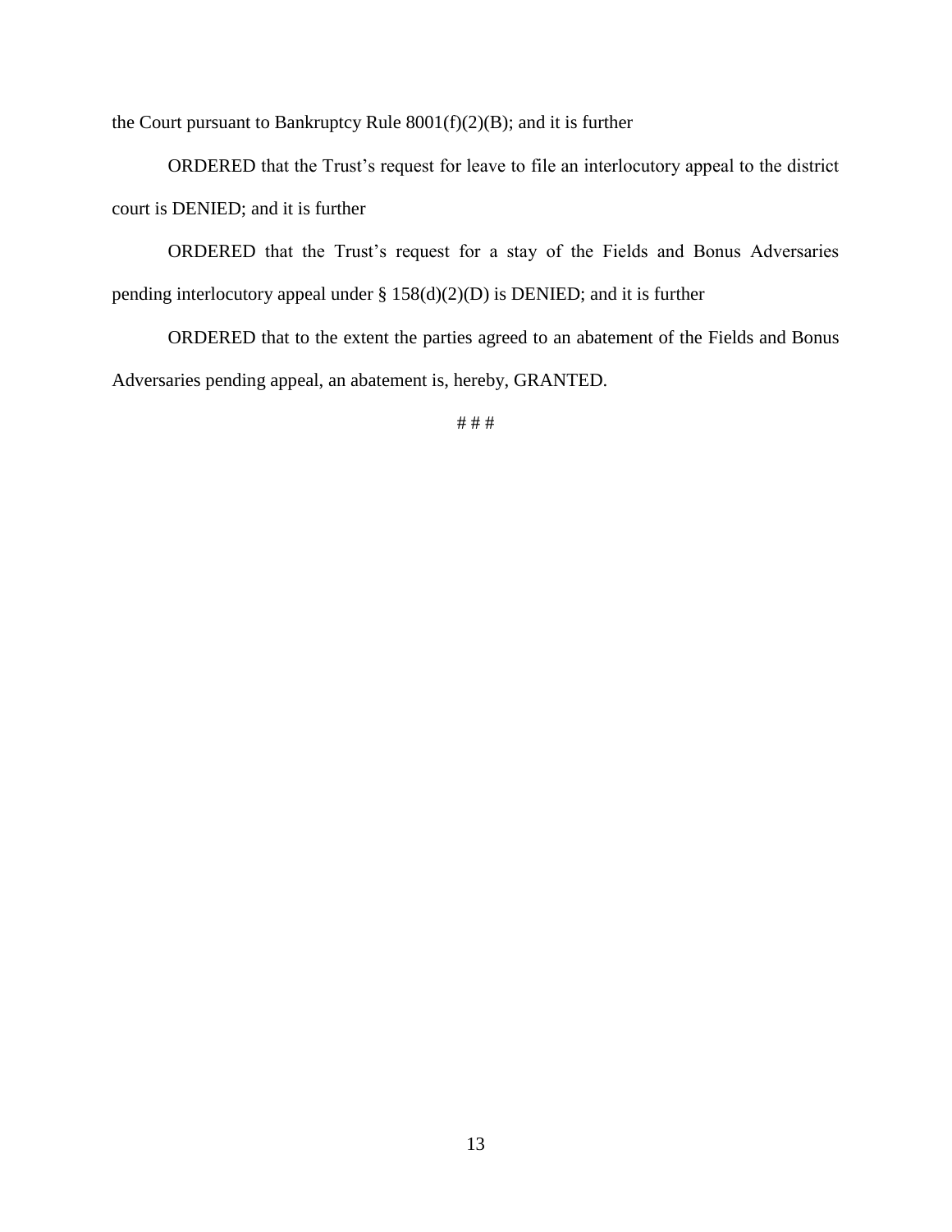the Court pursuant to Bankruptcy Rule 8001(f)(2)(B); and it is further

ORDERED that the Trust's request for leave to file an interlocutory appeal to the district court is DENIED; and it is further

ORDERED that the Trust's request for a stay of the Fields and Bonus Adversaries pending interlocutory appeal under § 158(d)(2)(D) is DENIED; and it is further

ORDERED that to the extent the parties agreed to an abatement of the Fields and Bonus Adversaries pending appeal, an abatement is, hereby, GRANTED.

# # #